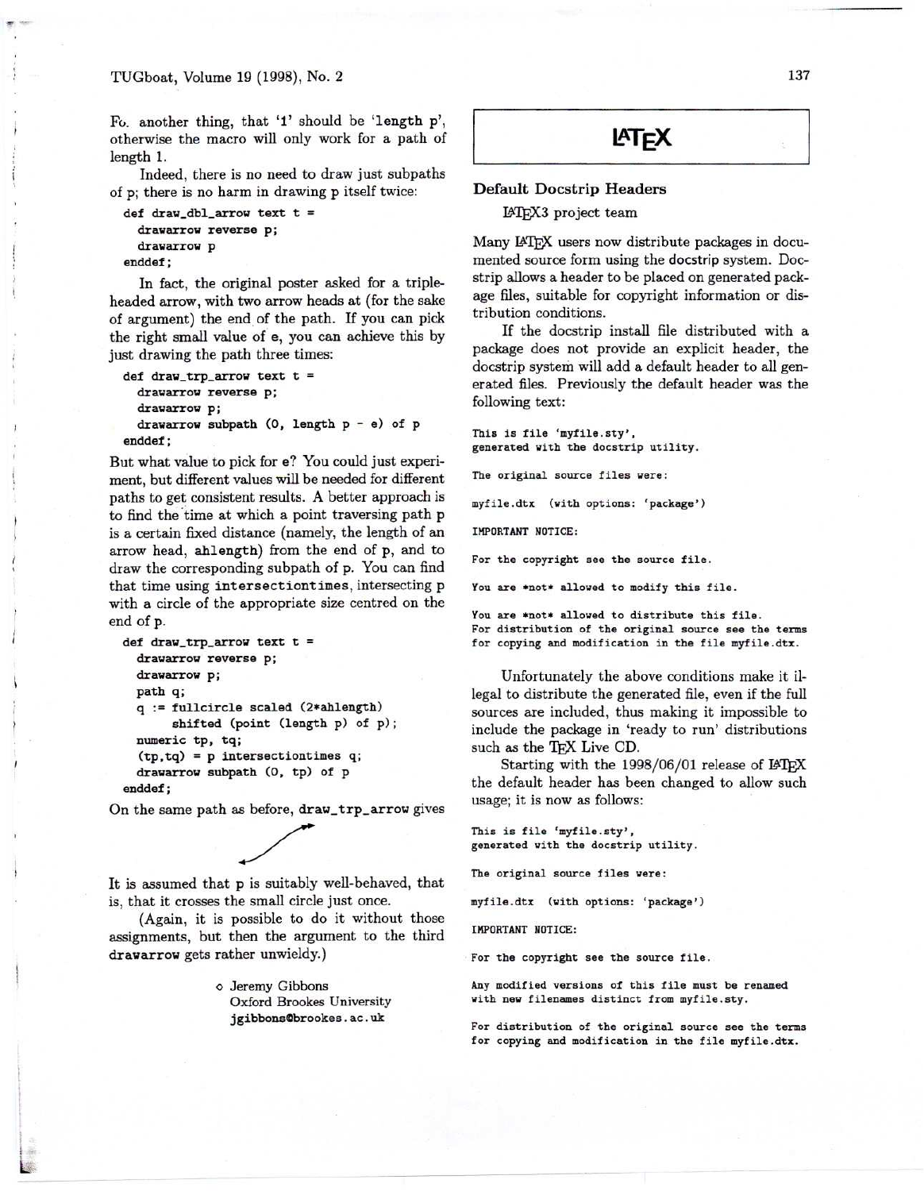Fo. another thing, that '1' should be 'length p', otherwise the macro will only work for a path of length 1.

Indeed, there is no need to draw just subpaths of p; there is no harm in drawing p itself twice:

```
def draw_dbl_arrow text t =
  drawarrow reverse p;
  drawarrow p
enddef;
```

In fact, the original poster asked for a triple-headed arrow, with two arrow heads at (for the sake of argument) the end of the path. If you can pick the right small value of e, you can achieve this by just drawing the path three times:

```
def draw_trp_arrow text t =
  drawarrow reverse p;
  drawarrow p;
  drawarrow subpath (0, length p - e) of p
enddef;
```

But what value to pick for e? You could just experiment, but different values will be needed for different paths to get consistent results. A better approach is to find the time at which a point traversing path p is a certain fixed distance (namely, the length of an arrow head, ahlength) from the end of p, and to draw the corresponding subpath of p. You can find that time using intersectiontimes, intersecting p with a circle of the appropriate size centred on the end of p.

```
def draw_trp_arrow text t =
  drawarrow reverse p;
  drawarrow p;
  path q;
  q := fullcircle scaled (2*ahlength)
       shifted (point (length p) of p);
  numeric tp, tq;
  (tp,tq) = p intersectiontimes q;
  drawarrow subpath (0, tp) of p
enddef;
```

On the same path as before, draw_trp_arrow gives

It is assumed that p is suitably well-behaved, that is, that it crosses the small circle just once.

(Again, it is possible to do it without those assignments, but then the argument to the third drawarrow gets rather unwieldy.)

◇ Jeremy Gibbons
Oxford Brookes University
jgibbons@brookes.ac.uk

# LaTeX

## Default Docstrip Headers

LaTeX3 project team

Many LaTeX users now distribute packages in documented source form using the docstrip system. Docstrip allows a header to be placed on generated package files, suitable for copyright information or distribution conditions.

If the docstrip install file distributed with a package does not provide an explicit header, the docstrip system will add a default header to all generated files. Previously the default header was the following text:

```
This is file 'myfile.sty',
generated with the docstrip utility.

The original source files were:

myfile.dtx  (with options: 'package')

IMPORTANT NOTICE:

For the copyright see the source file.

You are *not* allowed to modify this file.

You are *not* allowed to distribute this file.
For distribution of the original source see the terms
for copying and modification in the file myfile.dtx.
```

Unfortunately the above conditions make it illegal to distribute the generated file, even if the full sources are included, thus making it impossible to include the package in 'ready to run' distributions such as the TeX Live CD.

Starting with the 1998/06/01 release of LaTeX the default header has been changed to allow such usage; it is now as follows:

```
This is file 'myfile.sty',
generated with the docstrip utility.

The original source files were:

myfile.dtx  (with options: 'package')

IMPORTANT NOTICE:

For the copyright see the source file.

Any modified versions of this file must be renamed
with new filenames distinct from myfile.sty.

For distribution of the original source see the terms
for copying and modification in the file myfile.dtx.
```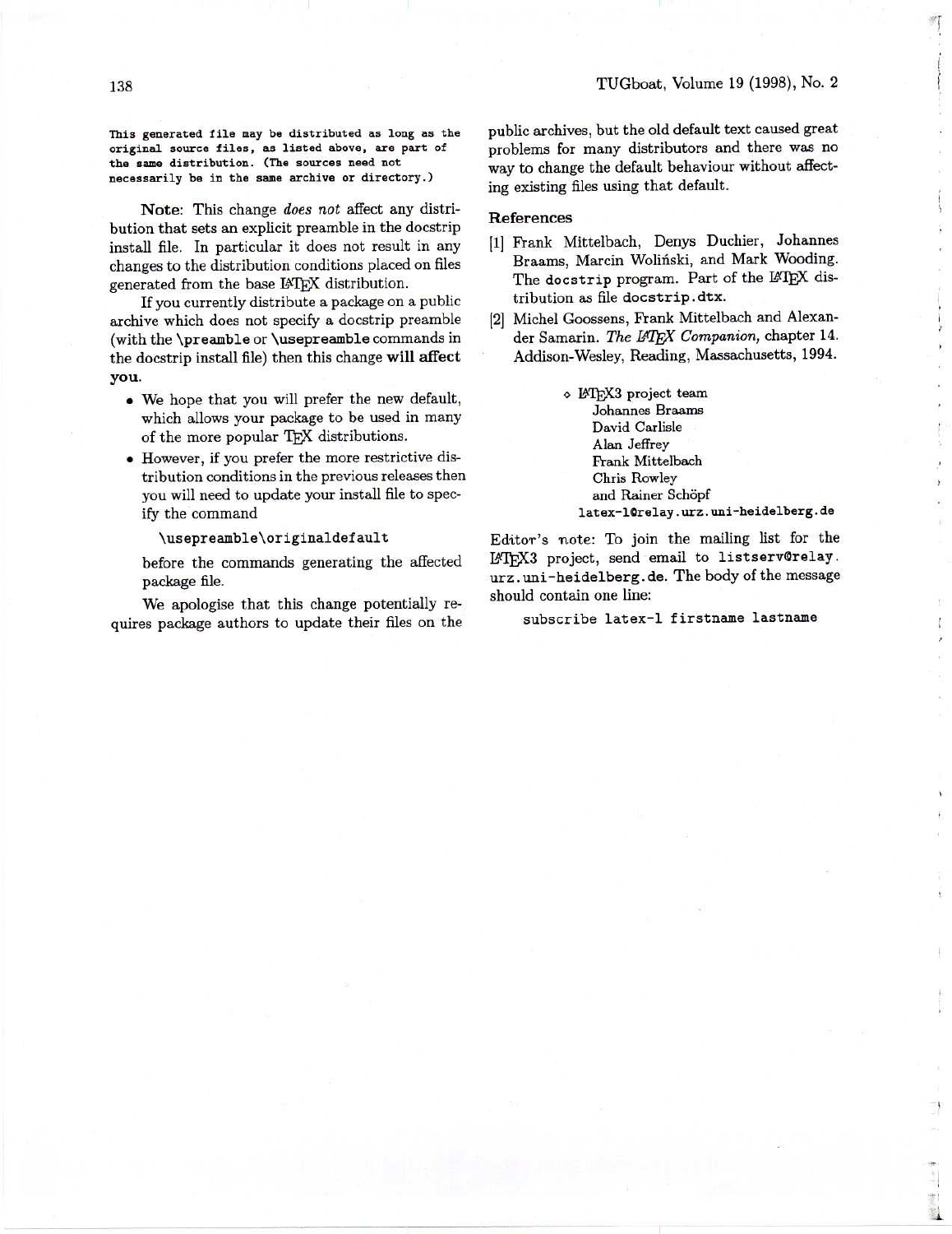```
This generated file may be distributed as long as the
original source files, as listed above, are part of
the same distribution. (The sources need not
necessarily be in the same archive or directory.)
```

**Note**: This change *does not* affect any distribution that sets an explicit preamble in the docstrip install file. In particular it does not result in any changes to the distribution conditions placed on files generated from the base LaTeX distribution.

If you currently distribute a package on a public archive which does not specify a docstrip preamble (with the `\preamble` or `\usepreamble` commands in the docstrip install file) then this change **will affect you**.

- We hope that you will prefer the new default, which allows your package to be used in many of the more popular TeX distributions.
- However, if you prefer the more restrictive distribution conditions in the previous releases then you will need to update your install file to specify the command

  ```
  \usepreamble\originaldefault
  ```

  before the commands generating the affected package file.

We apologise that this change potentially requires package authors to update their files on the public archives, but the old default text caused great problems for many distributors and there was no way to change the default behaviour without affecting existing files using that default.

### References

[1] Frank Mittelbach, Denys Duchier, Johannes Braams, Marcin Woliński, and Mark Wooding. The `docstrip` program. Part of the LaTeX distribution as file `docstrip.dtx`.

[2] Michel Goossens, Frank Mittelbach and Alexander Samarin. *The LaTeX Companion*, chapter 14. Addison-Wesley, Reading, Massachusetts, 1994.

◇ LaTeX3 project team
Johannes Braams
David Carlisle
Alan Jeffrey
Frank Mittelbach
Chris Rowley
and Rainer Schöpf
`latex-l@relay.urz.uni-heidelberg.de`

Editor's note: To join the mailing list for the LaTeX3 project, send email to `listserv@relay.urz.uni-heidelberg.de`. The body of the message should contain one line:

```
subscribe latex-l firstname lastname
```